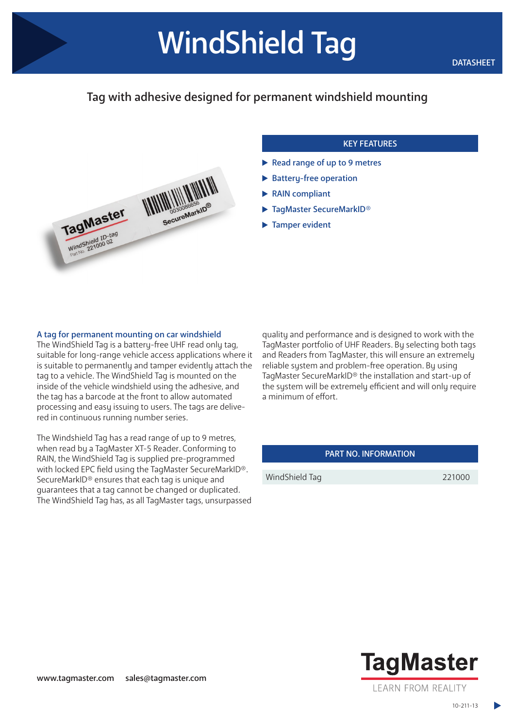# WindShield Tag

DATASHEET

## Tag with adhesive designed for permanent windshield mounting

### KEY FEATURES

- Read range of up to 9 metres
- Battery-free operation
- RAIN compliant
- TagMaster SecureMarkID®
- Tamper evident

### A tag for permanent mounting on car windshield

The WindShield Tag is a battery-free UHF read only tag, suitable for long-range vehicle access applications where it is suitable to permanently and tamper evidently attach the tag to a vehicle. The WindShield Tag is mounted on the inside of the vehicle windshield using the adhesive, and the tag has a barcode at the front to allow automated processing and easy issuing to users. The tags are delivered in continuous running number series.

The Windshield Tag has a read range of up to 9 metres, when read by a TagMaster XT-5 Reader. Conforming to RAIN, the WindShield Tag is supplied pre-programmed with locked EPC field using the TagMaster SecureMarkID®. SecureMarkID® ensures that each tag is unique and guarantees that a tag cannot be changed or duplicated. The WindShield Tag has, as all TagMaster tags, unsurpassed quality and performance and is designed to work with the TagMaster portfolio of UHF Readers. By selecting both tags and Readers from TagMaster, this will ensure an extremely reliable system and problem-free operation. By using TagMaster SecureMarkID® the installation and start-up of the system will be extremely efficient and will only require a minimum of effort.

### PART NO. INFORMATION

| | |
|---|---|
| WindShield Tag | 221000 |

www.tagmaster.com sales@tagmaster.com

TagMaster
LEARN FROM REALITY

10-211-13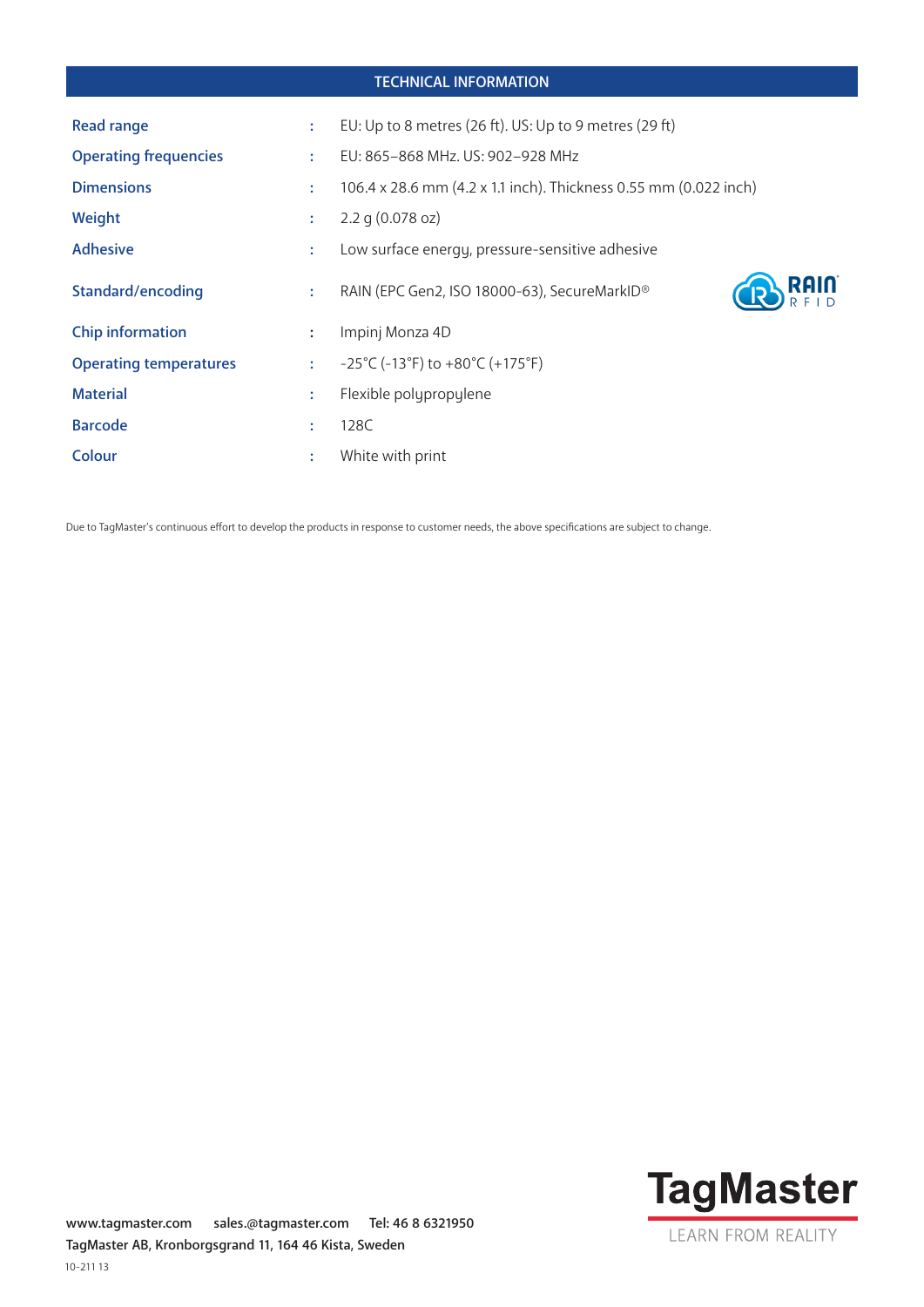## TECHNICAL INFORMATION

| | |
|---|---|
| Read range | EU: Up to 8 metres (26 ft). US: Up to 9 metres (29 ft) |
| Operating frequencies | EU: 865–868 MHz. US: 902–928 MHz |
| Dimensions | 106.4 x 28.6 mm (4.2 x 1.1 inch). Thickness 0.55 mm (0.022 inch) |
| Weight | 2.2 g (0.078 oz) |
| Adhesive | Low surface energy, pressure-sensitive adhesive |
| Standard/encoding | RAIN (EPC Gen2, ISO 18000-63), SecureMarkID® |
| Chip information | Impinj Monza 4D |
| Operating temperatures | -25°C (-13°F) to +80°C (+175°F) |
| Material | Flexible polypropylene |
| Barcode | 128C |
| Colour | White with print |

Due to TagMaster's continuous effort to develop the products in response to customer needs, the above specifications are subject to change.

www.tagmaster.com sales.@tagmaster.com Tel: 46 8 6321950
TagMaster AB, Kronborgsgrand 11, 164 46 Kista, Sweden

10-211 13

TagMaster
LEARN FROM REALITY